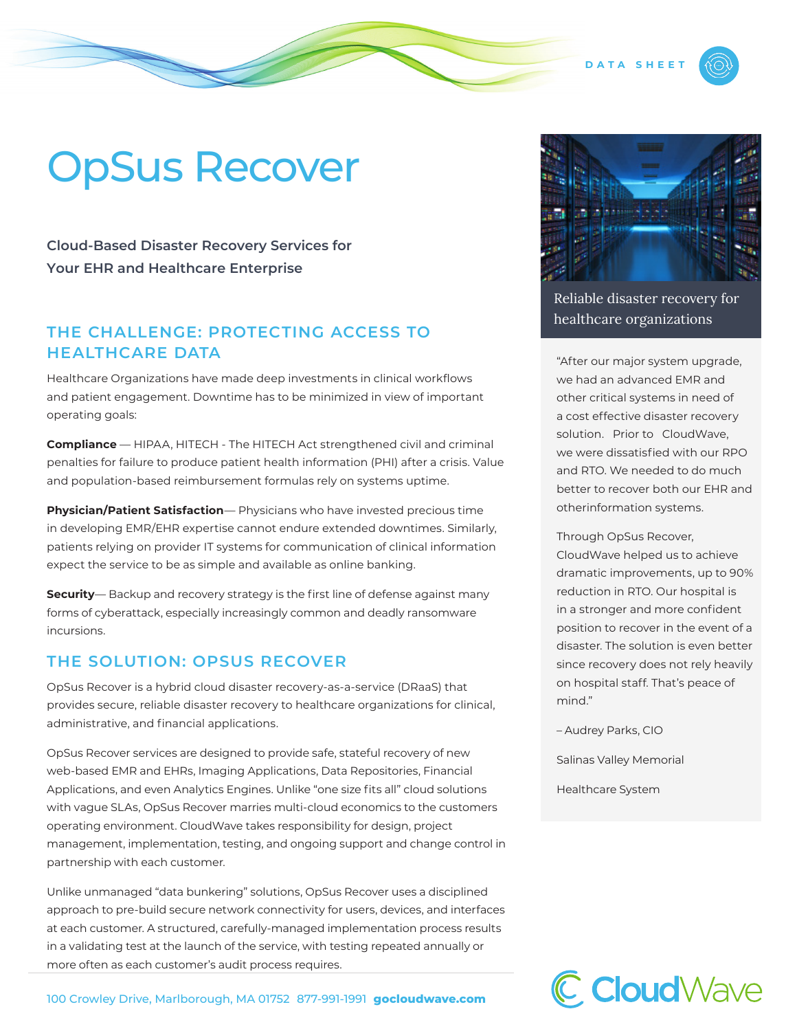DATA SHEET

# OpsUs Recover

**Cloud-Based Disaster Recovery Services for Your EHR and Healthcare Enterprise**

## THE CHALLENGE: PROTECTING ACCESS TO HEALTHCARE DATA

Healthcare Organizations have made deep investments in clinical workflows and patient engagement. Downtime has to be minimized in view of important operating goals:

**Compliance** — HIPAA, HITECH - The HITECH Act strengthened civil and criminal penalties for failure to produce patient health information (PHI) after a crisis. Value and population-based reimbursement formulas rely on systems uptime.

**Physician/Patient Satisfaction**— Physicians who have invested precious time in developing EMR/EHR expertise cannot endure extended downtimes. Similarly, patients relying on provider IT systems for communication of clinical information expect the service to be as simple and available as online banking.

**Security**— Backup and recovery strategy is the first line of defense against many forms of cyberattack, especially increasingly common and deadly ransomware incursions.

## THE SOLUTION: OPSUS RECOVER

OpSus Recover is a hybrid cloud disaster recovery-as-a-service (DRaaS) that provides secure, reliable disaster recovery to healthcare organizations for clinical, administrative, and financial applications.

OpSus Recover services are designed to provide safe, stateful recovery of new web-based EMR and EHRs, Imaging Applications, Data Repositories, Financial Applications, and even Analytics Engines. Unlike "one size fits all" cloud solutions with vague SLAs, OpSus Recover marries multi-cloud economics to the customers operating environment. CloudWave takes responsibility for design, project management, implementation, testing, and ongoing support and change control in partnership with each customer.

Unlike unmanaged "data bunkering" solutions, OpSus Recover uses a disciplined approach to pre-build secure network connectivity for users, devices, and interfaces at each customer. A structured, carefully-managed implementation process results in a validating test at the launch of the service, with testing repeated annually or more often as each customer's audit process requires.

Reliable disaster recovery for healthcare organizations

"After our major system upgrade, we had an advanced EMR and other critical systems in need of a cost effective disaster recovery solution. Prior to CloudWave, we were dissatisfied with our RPO and RTO. We needed to do much better to recover both our EHR and otherinformation systems.

Through OpSus Recover, CloudWave helped us to achieve dramatic improvements, up to 90% reduction in RTO. Our hospital is in a stronger and more confident position to recover in the event of a disaster. The solution is even better since recovery does not rely heavily on hospital staff. That's peace of mind."

– Audrey Parks, CIO

Salinas Valley Memorial

Healthcare System

100 Crowley Drive, Marlborough, MA 01752 877-991-1991 **gocloudwave.com**

CloudWave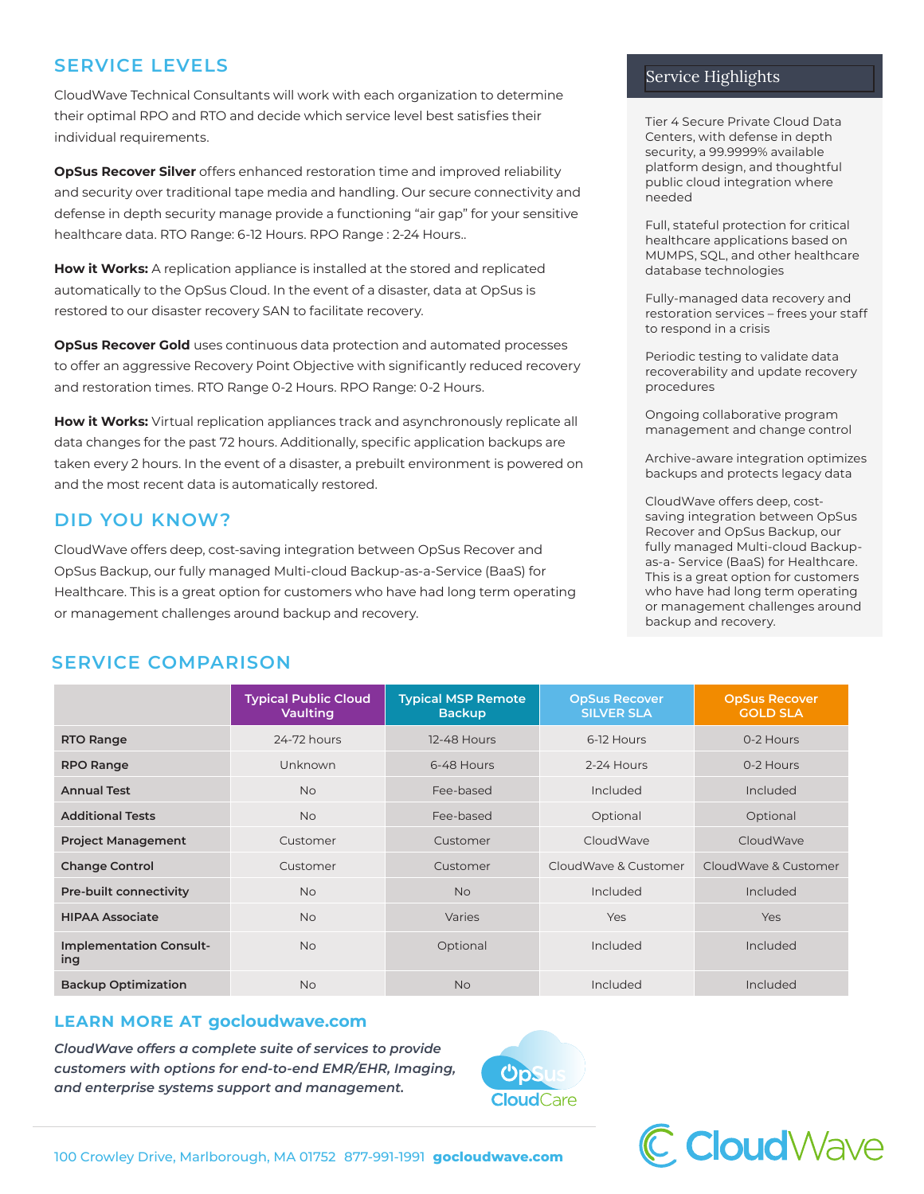## SERVICE LEVELS

CloudWave Technical Consultants will work with each organization to determine their optimal RPO and RTO and decide which service level best satisfies their individual requirements.

**OpSus Recover Silver** offers enhanced restoration time and improved reliability and security over traditional tape media and handling. Our secure connectivity and defense in depth security manage provide a functioning "air gap" for your sensitive healthcare data. RTO Range: 6-12 Hours. RPO Range : 2-24 Hours..

**How it Works:** A replication appliance is installed at the stored and replicated automatically to the OpSus Cloud. In the event of a disaster, data at OpSus is restored to our disaster recovery SAN to facilitate recovery.

**OpSus Recover Gold** uses continuous data protection and automated processes to offer an aggressive Recovery Point Objective with significantly reduced recovery and restoration times. RTO Range 0-2 Hours. RPO Range: 0-2 Hours.

**How it Works:** Virtual replication appliances track and asynchronously replicate all data changes for the past 72 hours. Additionally, specific application backups are taken every 2 hours. In the event of a disaster, a prebuilt environment is powered on and the most recent data is automatically restored.

## DID YOU KNOW?

CloudWave offers deep, cost-saving integration between OpSus Recover and OpSus Backup, our fully managed Multi-cloud Backup-as-a-Service (BaaS) for Healthcare. This is a great option for customers who have had long term operating or management challenges around backup and recovery.

### Service Highlights

Tier 4 Secure Private Cloud Data Centers, with defense in depth security, a 99.9999% available platform design, and thoughtful public cloud integration where needed

Full, stateful protection for critical healthcare applications based on MUMPS, SQL, and other healthcare database technologies

Fully-managed data recovery and restoration services – frees your staff to respond in a crisis

Periodic testing to validate data recoverability and update recovery procedures

Ongoing collaborative program management and change control

Archive-aware integration optimizes backups and protects legacy data

CloudWave offers deep, cost-saving integration between OpSus Recover and OpSus Backup, our fully managed Multi-cloud Backup-as-a- Service (BaaS) for Healthcare. This is a great option for customers who have had long term operating or management challenges around backup and recovery.

## SERVICE COMPARISON

| | Typical Public Cloud Vaulting | Typical MSP Remote Backup | OpSus Recover SILVER SLA | OpSus Recover GOLD SLA |
|---|---|---|---|---|
| **RTO Range** | 24-72 hours | 12-48 Hours | 6-12 Hours | 0-2 Hours |
| **RPO Range** | Unknown | 6-48 Hours | 2-24 Hours | 0-2 Hours |
| **Annual Test** | No | Fee-based | Included | Included |
| **Additional Tests** | No | Fee-based | Optional | Optional |
| **Project Management** | Customer | Customer | CloudWave | CloudWave |
| **Change Control** | Customer | Customer | CloudWave & Customer | CloudWave & Customer |
| **Pre-built connectivity** | No | No | Included | Included |
| **HIPAA Associate** | No | Varies | Yes | Yes |
| **Implementation Consulting** | No | Optional | Included | Included |
| **Backup Optimization** | No | No | Included | Included |

## LEARN MORE AT gocloudwave.com

***CloudWave offers a complete suite of services to provide customers with options for end-to-end EMR/EHR, Imaging, and enterprise systems support and management.***

OpSus CloudCare

100 Crowley Drive, Marlborough, MA 01752 877-991-1991 **gocloudwave.com**

CloudWave